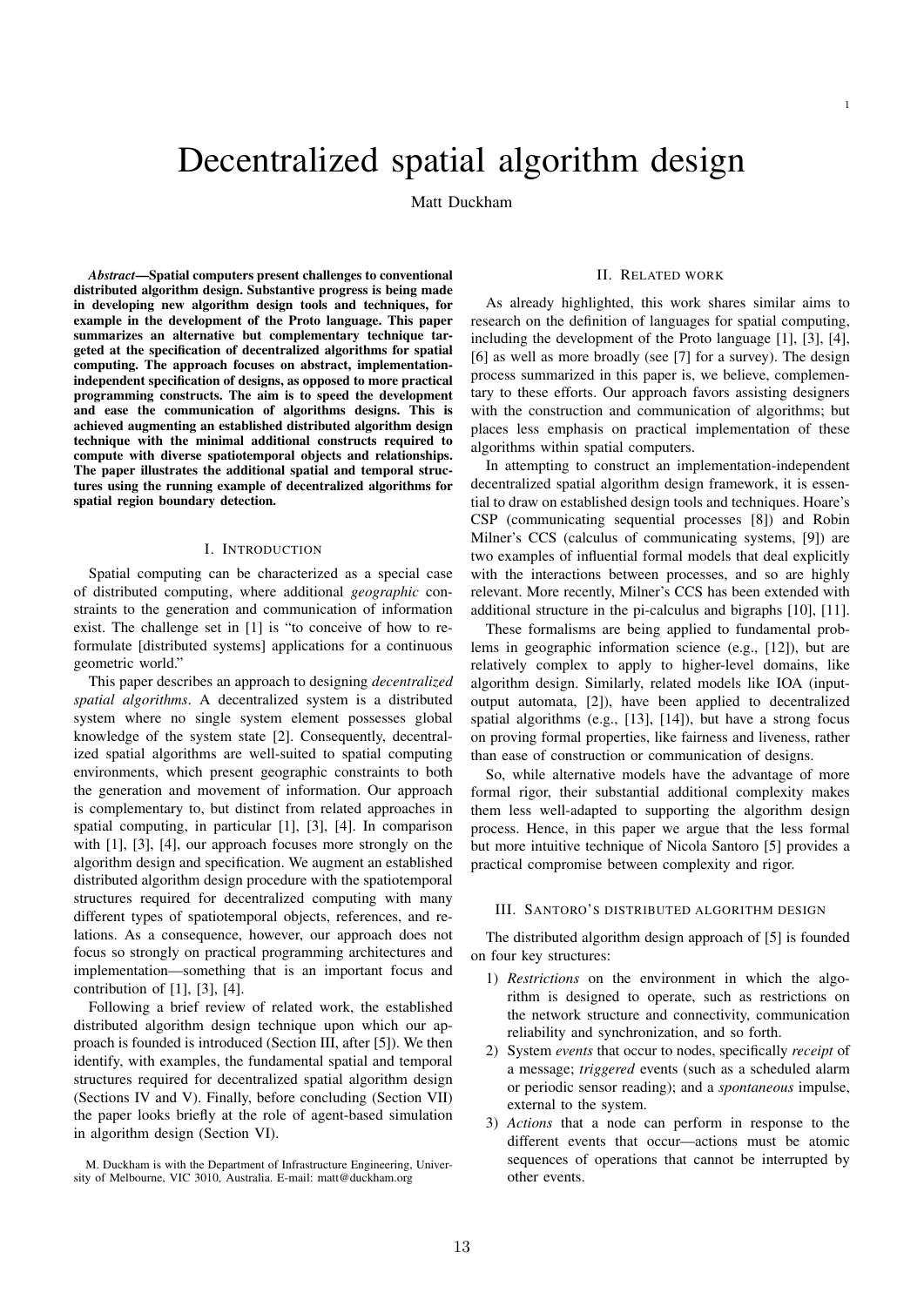# Decentralized spatial algorithm design

Matt Duckham

***Abstract*—Spatial computers present challenges to conventional distributed algorithm design. Substantive progress is being made in developing new algorithm design tools and techniques, for example in the development of the Proto language. This paper summarizes an alternative but complementary technique targeted at the specification of decentralized algorithms for spatial computing. The approach focuses on abstract, implementation-independent specification of designs, as opposed to more practical programming constructs. The aim is to speed the development and ease the communication of algorithms designs. This is achieved augmenting an established distributed algorithm design technique with the minimal additional constructs required to compute with diverse spatiotemporal objects and relationships. The paper illustrates the additional spatial and temporal structures using the running example of decentralized algorithms for spatial region boundary detection.**

## I. Introduction

Spatial computing can be characterized as a special case of distributed computing, where additional *geographic* constraints to the generation and communication of information exist. The challenge set in [1] is "to conceive of how to reformulate [distributed systems] applications for a continuous geometric world."

This paper describes an approach to designing *decentralized spatial algorithms*. A decentralized system is a distributed system where no single system element possesses global knowledge of the system state [2]. Consequently, decentralized spatial algorithms are well-suited to spatial computing environments, which present geographic constraints to both the generation and movement of information. Our approach is complementary to, but distinct from related approaches in spatial computing, in particular [1], [3], [4]. In comparison with [1], [3], [4], our approach focuses more strongly on the algorithm design and specification. We augment an established distributed algorithm design procedure with the spatiotemporal structures required for decentralized computing with many different types of spatiotemporal objects, references, and relations. As a consequence, however, our approach does not focus so strongly on practical programming architectures and implementation—something that is an important focus and contribution of [1], [3], [4].

Following a brief review of related work, the established distributed algorithm design technique upon which our approach is founded is introduced (Section III, after [5]). We then identify, with examples, the fundamental spatial and temporal structures required for decentralized spatial algorithm design (Sections IV and V). Finally, before concluding (Section VII) the paper looks briefly at the role of agent-based simulation in algorithm design (Section VI).

M. Duckham is with the Department of Infrastructure Engineering, University of Melbourne, VIC 3010, Australia. E-mail: matt@duckham.org

## II. Related work

As already highlighted, this work shares similar aims to research on the definition of languages for spatial computing, including the development of the Proto language [1], [3], [4], [6] as well as more broadly (see [7] for a survey). The design process summarized in this paper is, we believe, complementary to these efforts. Our approach favors assisting designers with the construction and communication of algorithms; but places less emphasis on practical implementation of these algorithms within spatial computers.

In attempting to construct an implementation-independent decentralized spatial algorithm design framework, it is essential to draw on established design tools and techniques. Hoare's CSP (communicating sequential processes [8]) and Robin Milner's CCS (calculus of communicating systems, [9]) are two examples of influential formal models that deal explicitly with the interactions between processes, and so are highly relevant. More recently, Milner's CCS has been extended with additional structure in the pi-calculus and bigraphs [10], [11].

These formalisms are being applied to fundamental problems in geographic information science (e.g., [12]), but are relatively complex to apply to higher-level domains, like algorithm design. Similarly, related models like IOA (input-output automata, [2]), have been applied to decentralized spatial algorithms (e.g., [13], [14]), but have a strong focus on proving formal properties, like fairness and liveness, rather than ease of construction or communication of designs.

So, while alternative models have the advantage of more formal rigor, their substantial additional complexity makes them less well-adapted to supporting the algorithm design process. Hence, in this paper we argue that the less formal but more intuitive technique of Nicola Santoro [5] provides a practical compromise between complexity and rigor.

## III. Santoro's distributed algorithm design

The distributed algorithm design approach of [5] is founded on four key structures:

1) *Restrictions* on the environment in which the algorithm is designed to operate, such as restrictions on the network structure and connectivity, communication reliability and synchronization, and so forth.
2) System *events* that occur to nodes, specifically *receipt* of a message; *triggered* events (such as a scheduled alarm or periodic sensor reading); and a *spontaneous* impulse, external to the system.
3) *Actions* that a node can perform in response to the different events that occur—actions must be atomic sequences of operations that cannot be interrupted by other events.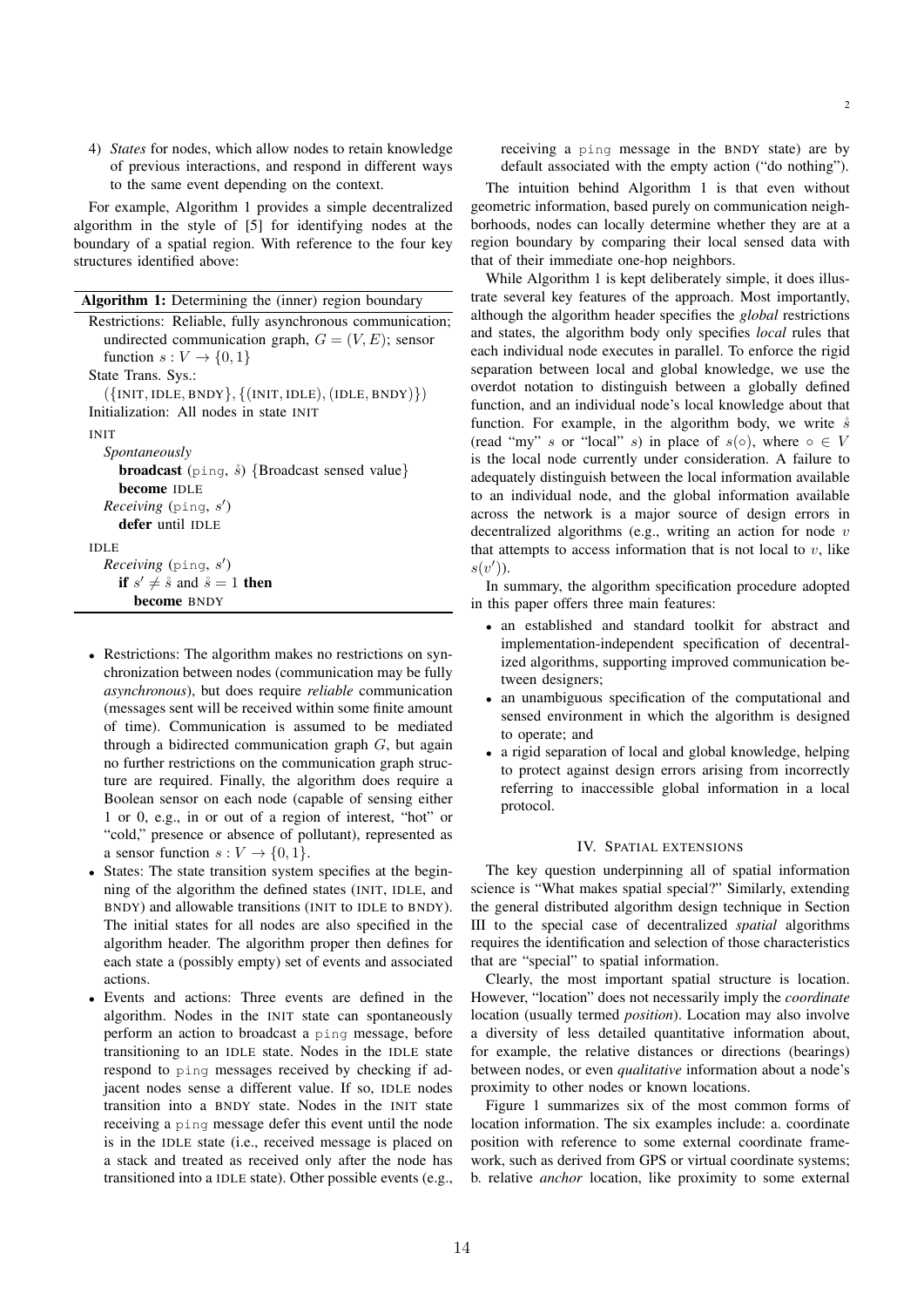4) *States* for nodes, which allow nodes to retain knowledge of previous interactions, and respond in different ways to the same event depending on the context.

For example, Algorithm 1 provides a simple decentralized algorithm in the style of [5] for identifying nodes at the boundary of a spatial region. With reference to the four key structures identified above:

---

**Algorithm 1:** Determining the (inner) region boundary

Restrictions: Reliable, fully asynchronous communication; undirected communication graph, $G = (V, E)$; sensor function $s : V \to \{0, 1\}$

State Trans. Sys.: $(\{\text{INIT}, \text{IDLE}, \text{BNDY}\}, \{(\text{INIT}, \text{IDLE}), (\text{IDLE}, \text{BNDY})\})$

Initialization: All nodes in state INIT

INIT

*Spontaneously*

**broadcast** (`ping`, $\mathring{s}$) {Broadcast sensed value}

**become** IDLE

*Receiving* (`ping`, $s'$)

**defer** until IDLE

IDLE

*Receiving* (`ping`, $s'$)

**if** $s' \neq \mathring{s}$ and $\mathring{s} = 1$ **then**

**become** BNDY

---

- Restrictions: The algorithm makes no restrictions on synchronization between nodes (communication may be fully *asynchronous*), but does require *reliable* communication (messages sent will be received within some finite amount of time). Communication is assumed to be mediated through a bidirected communication graph $G$, but again no further restrictions on the communication graph structure are required. Finally, the algorithm does require a Boolean sensor on each node (capable of sensing either 1 or 0, e.g., in or out of a region of interest, "hot" or "cold," presence or absence of pollutant), represented as a sensor function $s : V \to \{0, 1\}$.
- States: The state transition system specifies at the beginning of the algorithm the defined states (INIT, IDLE, and BNDY) and allowable transitions (INIT to IDLE to BNDY). The initial states for all nodes are also specified in the algorithm header. The algorithm proper then defines for each state a (possibly empty) set of events and associated actions.
- Events and actions: Three events are defined in the algorithm. Nodes in the INIT state can spontaneously perform an action to broadcast a `ping` message, before transitioning to an IDLE state. Nodes in the IDLE state respond to `ping` messages received by checking if adjacent nodes sense a different value. If so, IDLE nodes transition into a BNDY state. Nodes in the INIT state receiving a `ping` message defer this event until the node is in the IDLE state (i.e., received message is placed on a stack and treated as received only after the node has transitioned into a IDLE state). Other possible events (e.g., receiving a `ping` message in the BNDY state) are by default associated with the empty action ("do nothing").

The intuition behind Algorithm 1 is that even without geometric information, based purely on communication neighborhoods, nodes can locally determine whether they are at a region boundary by comparing their local sensed data with that of their immediate one-hop neighbors.

While Algorithm 1 is kept deliberately simple, it does illustrate several key features of the approach. Most importantly, although the algorithm header specifies the *global* restrictions and states, the algorithm body only specifies *local* rules that each individual node executes in parallel. To enforce the rigid separation between local and global knowledge, we use the overdot notation to distinguish between a globally defined function, and an individual node's local knowledge about that function. For example, in the algorithm body, we write $\mathring{s}$ (read "my" $s$ or "local" $s$) in place of $s(\circ)$, where $\circ \in V$ is the local node currently under consideration. A failure to adequately distinguish between the local information available to an individual node, and the global information available across the network is a major source of design errors in decentralized algorithms (e.g., writing an action for node $v$ that attempts to access information that is not local to $v$, like $s(v')$).

In summary, the algorithm specification procedure adopted in this paper offers three main features:

- an established and standard toolkit for abstract and implementation-independent specification of decentralized algorithms, supporting improved communication between designers;
- an unambiguous specification of the computational and sensed environment in which the algorithm is designed to operate; and
- a rigid separation of local and global knowledge, helping to protect against design errors arising from incorrectly referring to inaccessible global information in a local protocol.

## IV. Spatial extensions

The key question underpinning all of spatial information science is "What makes spatial special?" Similarly, extending the general distributed algorithm design technique in Section III to the special case of decentralized *spatial* algorithms requires the identification and selection of those characteristics that are "special" to spatial information.

Clearly, the most important spatial structure is location. However, "location" does not necessarily imply the *coordinate* location (usually termed *position*). Location may also involve a diversity of less detailed quantitative information about, for example, the relative distances or directions (bearings) between nodes, or even *qualitative* information about a node's proximity to other nodes or known locations.

Figure 1 summarizes six of the most common forms of location information. The six examples include: a. coordinate position with reference to some external coordinate framework, such as derived from GPS or virtual coordinate systems; b. relative *anchor* location, like proximity to some external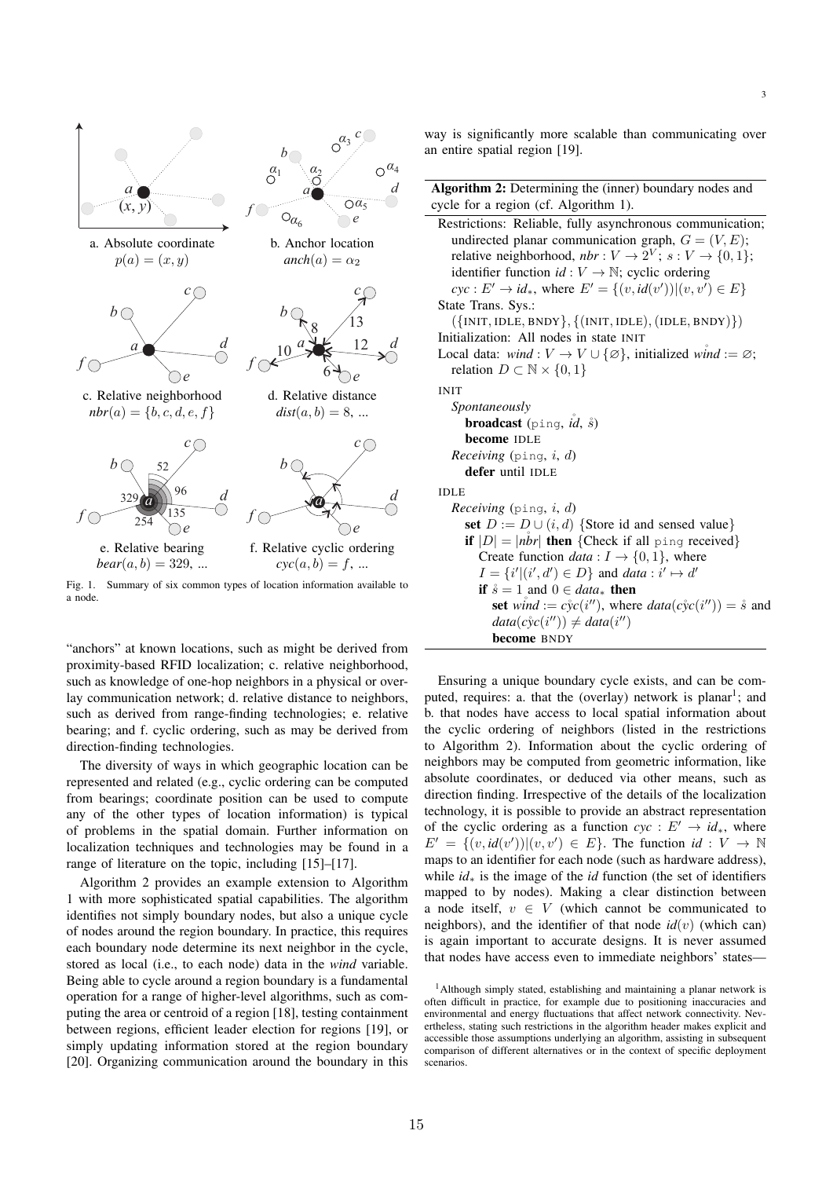a. Absolute coordinate $p(a) = (x, y)$

b. Anchor location $anch(a) = \alpha_2$

c. Relative neighborhood $nbr(a) = \{b, c, d, e, f\}$

d. Relative distance $dist(a, b) = 8, ...$

e. Relative bearing $bear(a, b) = 329, ...$

f. Relative cyclic ordering $cyc(a, b) = f, ...$

Fig. 1. Summary of six common types of location information available to a node.

"anchors" at known locations, such as might be derived from proximity-based RFID localization; c. relative neighborhood, such as knowledge of one-hop neighbors in a physical or overlay communication network; d. relative distance to neighbors, such as derived from range-finding technologies; e. relative bearing; and f. cyclic ordering, such as may be derived from direction-finding technologies.

The diversity of ways in which geographic location can be represented and related (e.g., cyclic ordering can be computed from bearings; coordinate position can be used to compute any of the other types of location information) is typical of problems in the spatial domain. Further information on localization techniques and technologies may be found in a range of literature on the topic, including [15]–[17].

Algorithm 2 provides an example extension to Algorithm 1 with more sophisticated spatial capabilities. The algorithm identifies not simply boundary nodes, but also a unique cycle of nodes around the region boundary. In practice, this requires each boundary node determine its next neighbor in the cycle, stored as local (i.e., to each node) data in the *wind* variable. Being able to cycle around a region boundary is a fundamental operation for a range of higher-level algorithms, such as computing the area or centroid of a region [18], testing containment between regions, efficient leader election for regions [19], or simply updating information stored at the region boundary [20]. Organizing communication around the boundary in this way is significantly more scalable than communicating over an entire spatial region [19].

**Algorithm 2:** Determining the (inner) boundary nodes and cycle for a region (cf. Algorithm 1).

```
Restrictions: Reliable, fully asynchronous communication;
  undirected planar communication graph, G = (V, E);
  relative neighborhood, nbr : V → 2^V; s : V → {0, 1};
  identifier function id : V → ℕ; cyclic ordering
  cyc : E' → id_*, where E' = {(v, id(v')) | (v, v') ∈ E}
State Trans. Sys.:
  ({INIT, IDLE, BNDY}, {(INIT, IDLE), (IDLE, BNDY)})
Initialization: All nodes in state INIT
Local data: wind : V → V ∪ {∅}, initialized wind° := ∅;
  relation D ⊂ ℕ × {0, 1}

INIT
  Spontaneously
    broadcast (ping, id°, s°)
    become IDLE
  Receiving (ping, i, d)
    defer until IDLE

IDLE
  Receiving (ping, i, d)
    set D := D ∪ (i, d) {Store id and sensed value}
    if |D| = |nbr°| then {Check if all ping received}
      Create function data : I → {0, 1}, where
      I = {i' | (i', d') ∈ D} and data : i' ↦ d'
      if s° = 1 and 0 ∈ data_* then
        set wind° := cyc°(i''), where data(cyc°(i'')) = s° and
        data(cyc°(i'')) ≠ data(i'')
        become BNDY
```

Ensuring a unique boundary cycle exists, and can be computed, requires: a. that the (overlay) network is planar[1]; and b. that nodes have access to local spatial information about the cyclic ordering of neighbors (listed in the restrictions to Algorithm 2). Information about the cyclic ordering of neighbors may be computed from geometric information, like absolute coordinates, or deduced via other means, such as direction finding. Irrespective of the details of the localization technology, it is possible to provide an abstract representation of the cyclic ordering as a function $cyc : E' \rightarrow id_*$, where $E' = \{(v, id(v')) | (v, v') \in E\}$. The function $id : V \rightarrow \mathbb{N}$ maps to an identifier for each node (such as hardware address), while $id_*$ is the image of the *id* function (the set of identifiers mapped to by nodes). Making a clear distinction between a node itself, $v \in V$ (which cannot be communicated to neighbors), and the identifier of that node $id(v)$ (which can) is again important to accurate designs. It is never assumed that nodes have access even to immediate neighbors' states—

[1] Although simply stated, establishing and maintaining a planar network is often difficult in practice, for example due to positioning inaccuracies and environmental and energy fluctuations that affect network connectivity. Nevertheless, stating such restrictions in the algorithm header makes explicit and accessible those assumptions underlying an algorithm, assisting in subsequent comparison of different alternatives or in the context of specific deployment scenarios.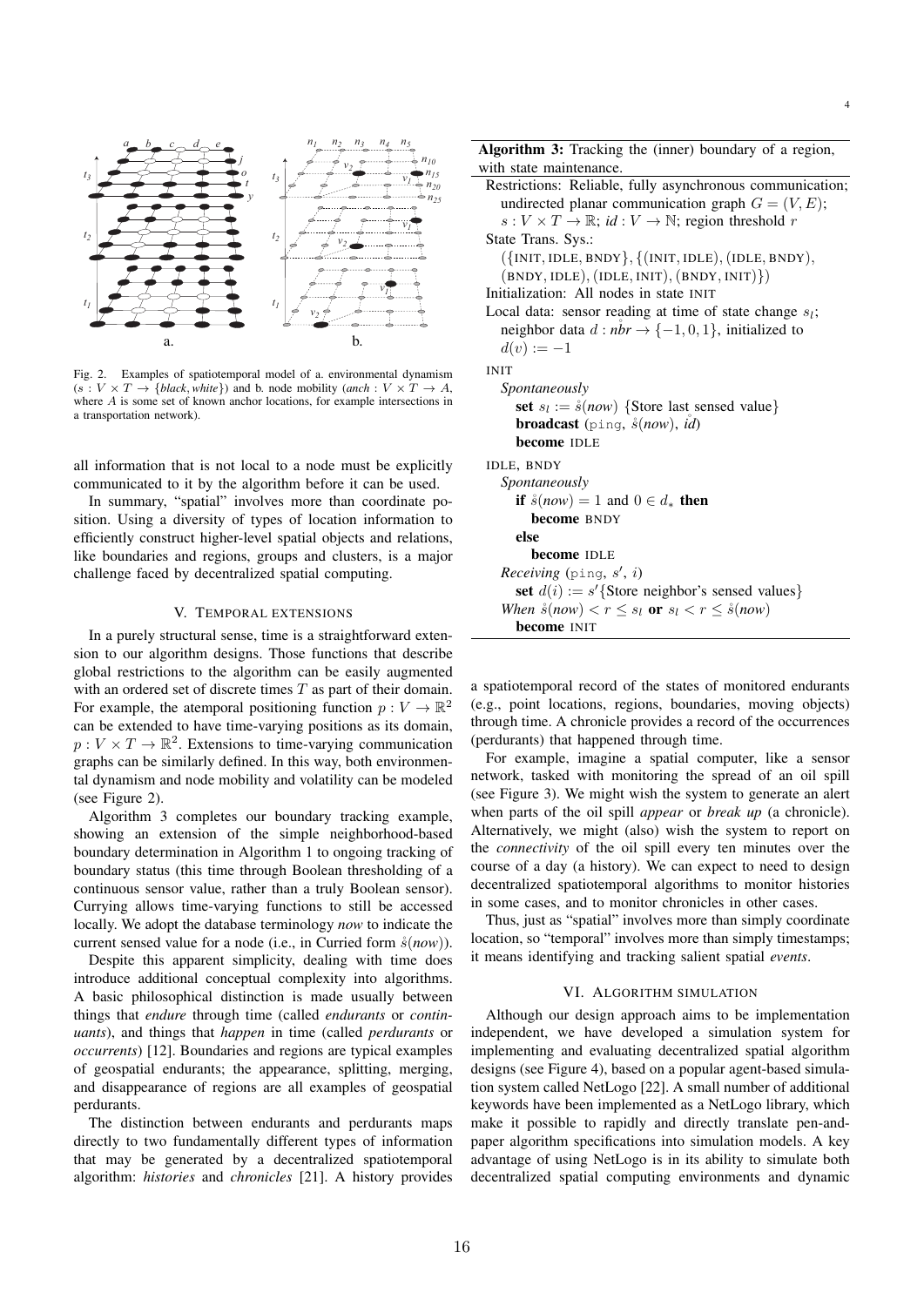Fig. 2. Examples of spatiotemporal model of a. environmental dynamism ($s : V \times T \to \{black, white\}$) and b. node mobility ($anch : V \times T \to A$, where $A$ is some set of known anchor locations, for example intersections in a transportation network).

all information that is not local to a node must be explicitly communicated to it by the algorithm before it can be used.

In summary, "spatial" involves more than coordinate position. Using a diversity of types of location information to efficiently construct higher-level spatial objects and relations, like boundaries and regions, groups and clusters, is a major challenge faced by decentralized spatial computing.

## V. Temporal extensions

In a purely structural sense, time is a straightforward extension to our algorithm designs. Those functions that describe global restrictions to the algorithm can be easily augmented with an ordered set of discrete times $T$ as part of their domain. For example, the atemporal positioning function $p : V \to \mathbb{R}^2$ can be extended to have time-varying positions as its domain, $p : V \times T \to \mathbb{R}^2$. Extensions to time-varying communication graphs can be similarly defined. In this way, both environmental dynamism and node mobility and volatility can be modeled (see Figure 2).

Algorithm 3 completes our boundary tracking example, showing an extension of the simple neighborhood-based boundary determination in Algorithm 1 to ongoing tracking of boundary status (this time through Boolean thresholding of a continuous sensor value, rather than a truly Boolean sensor). Currying allows time-varying functions to still be accessed locally. We adopt the database terminology *now* to indicate the current sensed value for a node (i.e., in Curried form $\mathring{s}(now)$).

Despite this apparent simplicity, dealing with time does introduce additional conceptual complexity into algorithms. A basic philosophical distinction is made usually between things that *endure* through time (called *endurants* or *continuants*), and things that *happen* in time (called *perdurants* or *occurrents*) [12]. Boundaries and regions are typical examples of geospatial endurants; the appearance, splitting, merging, and disappearance of regions are all examples of geospatial perdurants.

The distinction between endurants and perdurants maps directly to two fundamentally different types of information that may be generated by a decentralized spatiotemporal algorithm: *histories* and *chronicles* [21]. A history provides

**Algorithm 3:** Tracking the (inner) boundary of a region, with state maintenance.

Restrictions: Reliable, fully asynchronous communication; undirected planar communication graph $G = (V, E)$; $s : V \times T \to \mathbb{R}$; $id : V \to \mathbb{N}$; region threshold $r$
State Trans. Sys.: $(\{\text{INIT}, \text{IDLE}, \text{BNDY}\}, \{(\text{INIT}, \text{IDLE}), (\text{IDLE}, \text{BNDY}), (\text{BNDY}, \text{IDLE}), (\text{IDLE}, \text{INIT}), (\text{BNDY}, \text{INIT})\})$
Initialization: All nodes in state INIT
Local data: sensor reading at time of state change $s_l$; neighbor data $d : \mathring{nbr} \to \{-1, 0, 1\}$, initialized to $d(v) := -1$

INIT
- *Spontaneously*
  - **set** $s_l := \mathring{s}(now)$ {Store last sensed value}
  - **broadcast** (ping, $\mathring{s}(now)$, $\mathring{id}$)
  - **become** IDLE

IDLE, BNDY
- *Spontaneously*
  - **if** $\mathring{s}(now) = 1$ and $0 \in d_*$ **then**
    - **become** BNDY
  - **else**
    - **become** IDLE
- *Receiving* (ping, $s'$, $i$)
  - **set** $d(i) := s'$ {Store neighbor's sensed values}
- *When* $\mathring{s}(now) < r \leq s_l$ **or** $s_l < r \leq \mathring{s}(now)$
  - **become** INIT

a spatiotemporal record of the states of monitored endurants (e.g., point locations, regions, boundaries, moving objects) through time. A chronicle provides a record of the occurrences (perdurants) that happened through time.

For example, imagine a spatial computer, like a sensor network, tasked with monitoring the spread of an oil spill (see Figure 3). We might wish the system to generate an alert when parts of the oil spill *appear* or *break up* (a chronicle). Alternatively, we might (also) wish the system to report on the *connectivity* of the oil spill every ten minutes over the course of a day (a history). We can expect to need to design decentralized spatiotemporal algorithms to monitor histories in some cases, and to monitor chronicles in other cases.

Thus, just as "spatial" involves more than simply coordinate location, so "temporal" involves more than simply timestamps; it means identifying and tracking salient spatial *events*.

## VI. Algorithm simulation

Although our design approach aims to be implementation independent, we have developed a simulation system for implementing and evaluating decentralized spatial algorithm designs (see Figure 4), based on a popular agent-based simulation system called NetLogo [22]. A small number of additional keywords have been implemented as a NetLogo library, which make it possible to rapidly and directly translate pen-and-paper algorithm specifications into simulation models. A key advantage of using NetLogo is in its ability to simulate both decentralized spatial computing environments and dynamic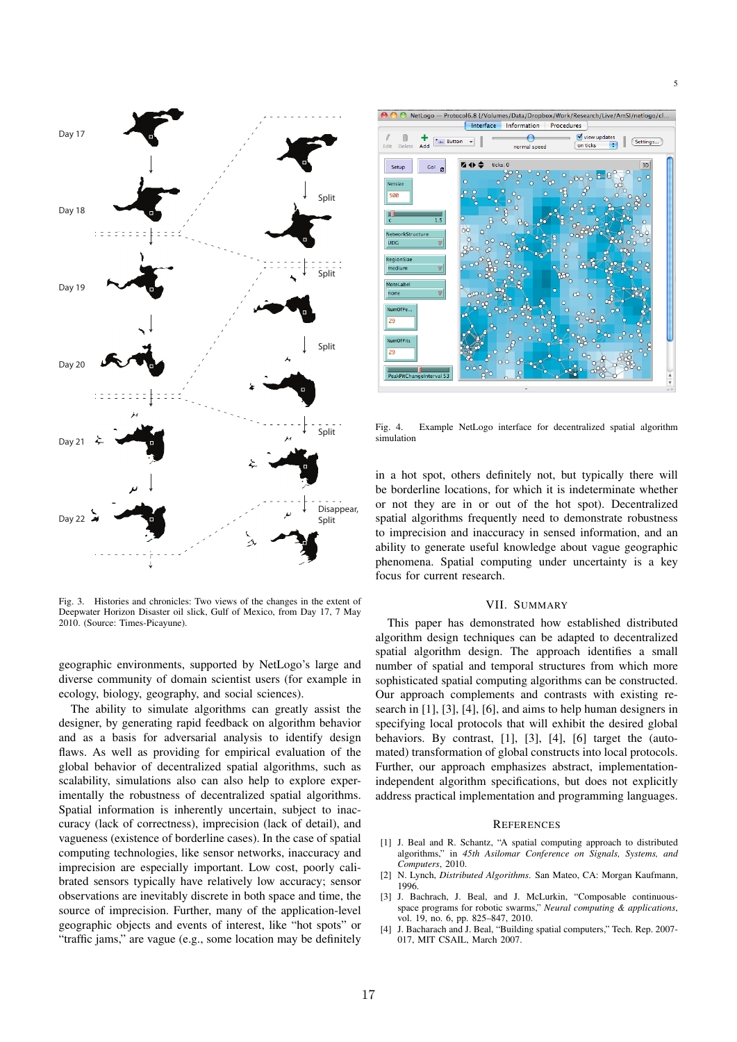Fig. 3. Histories and chronicles: Two views of the changes in the extent of Deepwater Horizon Disaster oil slick, Gulf of Mexico, from Day 17, 7 May 2010. (Source: Times-Picayune).

geographic environments, supported by NetLogo's large and diverse community of domain scientist users (for example in ecology, biology, geography, and social sciences).

The ability to simulate algorithms can greatly assist the designer, by generating rapid feedback on algorithm behavior and as a basis for adversarial analysis to identify design flaws. As well as providing for empirical evaluation of the global behavior of decentralized spatial algorithms, such as scalability, simulations also can also help to explore experimentally the robustness of decentralized spatial algorithms. Spatial information is inherently uncertain, subject to inaccuracy (lack of correctness), imprecision (lack of detail), and vagueness (existence of borderline cases). In the case of spatial computing technologies, like sensor networks, inaccuracy and imprecision are especially important. Low cost, poorly calibrated sensors typically have relatively low accuracy; sensor observations are inevitably discrete in both space and time, the source of imprecision. Further, many of the application-level geographic objects and events of interest, like "hot spots" or "traffic jams," are vague (e.g., some location may be definitely in a hot spot, others definitely not, but typically there will be borderline locations, for which it is indeterminate whether or not they are in or out of the hot spot). Decentralized spatial algorithms frequently need to demonstrate robustness to imprecision and inaccuracy in sensed information, and an ability to generate useful knowledge about vague geographic phenomena. Spatial computing under uncertainty is a key focus for current research.

Fig. 4. Example NetLogo interface for decentralized spatial algorithm simulation

## VII. Summary

This paper has demonstrated how established distributed algorithm design techniques can be adapted to decentralized spatial algorithm design. The approach identifies a small number of spatial and temporal structures from which more sophisticated spatial computing algorithms can be constructed. Our approach complements and contrasts with existing research in [1], [3], [4], [6], and aims to help human designers in specifying local protocols that will exhibit the desired global behaviors. By contrast, [1], [3], [4], [6] target the (automated) transformation of global constructs into local protocols. Further, our approach emphasizes abstract, implementation-independent algorithm specifications, but does not explicitly address practical implementation and programming languages.

## References

[1] J. Beal and R. Schantz, "A spatial computing approach to distributed algorithms," in *45th Asilomar Conference on Signals, Systems, and Computers*, 2010.

[2] N. Lynch, *Distributed Algorithms*. San Mateo, CA: Morgan Kaufmann, 1996.

[3] J. Bachrach, J. Beal, and J. McLurkin, "Composable continuous-space programs for robotic swarms," *Neural computing & applications*, vol. 19, no. 6, pp. 825–847, 2010.

[4] J. Bacharach and J. Beal, "Building spatial computers," Tech. Rep. 2007-017, MIT CSAIL, March 2007.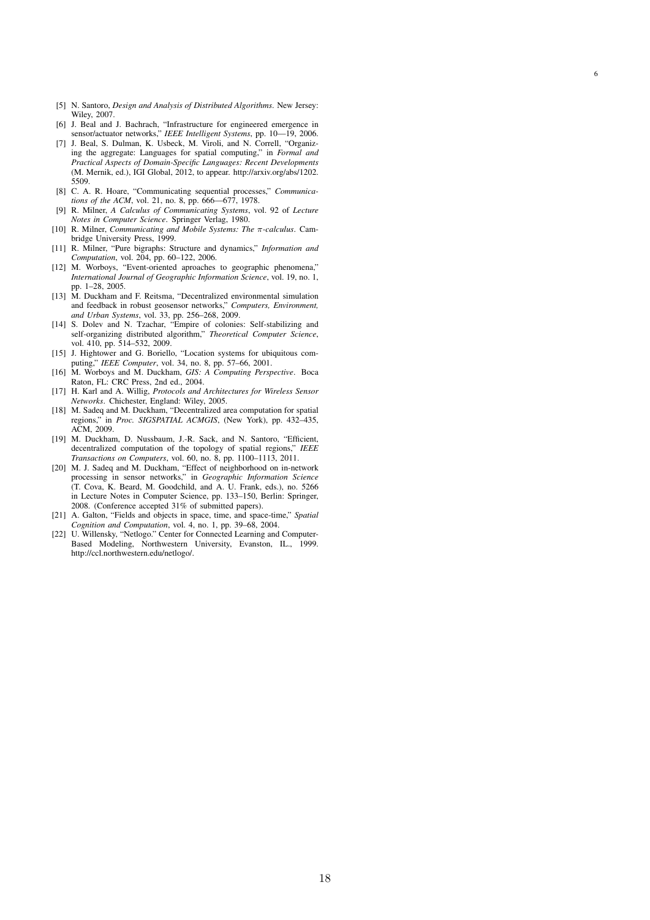[5] N. Santoro, *Design and Analysis of Distributed Algorithms*. New Jersey: Wiley, 2007.

[6] J. Beal and J. Bachrach, "Infrastructure for engineered emergence in sensor/actuator networks," *IEEE Intelligent Systems*, pp. 10—19, 2006.

[7] J. Beal, S. Dulman, K. Usbeck, M. Viroli, and N. Correll, "Organizing the aggregate: Languages for spatial computing," in *Formal and Practical Aspects of Domain-Specific Languages: Recent Developments* (M. Mernik, ed.), IGI Global, 2012, to appear. http://arxiv.org/abs/1202.5509.

[8] C. A. R. Hoare, "Communicating sequential processes," *Communications of the ACM*, vol. 21, no. 8, pp. 666—677, 1978.

[9] R. Milner, *A Calculus of Communicating Systems*, vol. 92 of *Lecture Notes in Computer Science*. Springer Verlag, 1980.

[10] R. Milner, *Communicating and Mobile Systems: The $\pi$-calculus*. Cambridge University Press, 1999.

[11] R. Milner, "Pure bigraphs: Structure and dynamics," *Information and Computation*, vol. 204, pp. 60–122, 2006.

[12] M. Worboys, "Event-oriented aproaches to geographic phenomena," *International Journal of Geographic Information Science*, vol. 19, no. 1, pp. 1–28, 2005.

[13] M. Duckham and F. Reitsma, "Decentralized environmental simulation and feedback in robust geosensor networks," *Computers, Environment, and Urban Systems*, vol. 33, pp. 256–268, 2009.

[14] S. Dolev and N. Tzachar, "Empire of colonies: Self-stabilizing and self-organizing distributed algorithm," *Theoretical Computer Science*, vol. 410, pp. 514–532, 2009.

[15] J. Hightower and G. Boriello, "Location systems for ubiquitous computing," *IEEE Computer*, vol. 34, no. 8, pp. 57–66, 2001.

[16] M. Worboys and M. Duckham, *GIS: A Computing Perspective*. Boca Raton, FL: CRC Press, 2nd ed., 2004.

[17] H. Karl and A. Willig, *Protocols and Architectures for Wireless Sensor Networks*. Chichester, England: Wiley, 2005.

[18] M. Sadeq and M. Duckham, "Decentralized area computation for spatial regions," in *Proc. SIGSPATIAL ACMGIS*, (New York), pp. 432–435, ACM, 2009.

[19] M. Duckham, D. Nussbaum, J.-R. Sack, and N. Santoro, "Efficient, decentralized computation of the topology of spatial regions," *IEEE Transactions on Computers*, vol. 60, no. 8, pp. 1100–1113, 2011.

[20] M. J. Sadeq and M. Duckham, "Effect of neighborhood on in-network processing in sensor networks," in *Geographic Information Science* (T. Cova, K. Beard, M. Goodchild, and A. U. Frank, eds.), no. 5266 in Lecture Notes in Computer Science, pp. 133–150, Berlin: Springer, 2008. (Conference accepted 31% of submitted papers).

[21] A. Galton, "Fields and objects in space, time, and space-time," *Spatial Cognition and Computation*, vol. 4, no. 1, pp. 39–68, 2004.

[22] U. Willensky, "Netlogo." Center for Connected Learning and Computer-Based Modeling, Northwestern University, Evanston, IL., 1999. http://ccl.northwestern.edu/netlogo/.